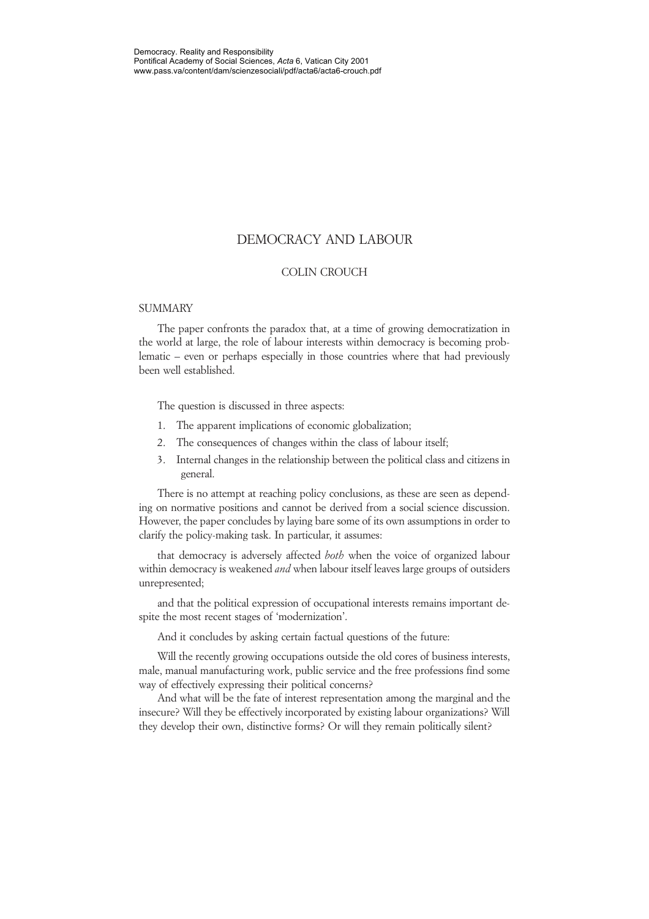Democracy. Reality and Responsibility
Pontifical Academy of Social Sciences, *Acta* 6, Vatican City 2001
www.pass.va/content/dam/scienzesociali/pdf/acta6/acta6-crouch.pdf

# DEMOCRACY AND LABOUR

COLIN CROUCH

## SUMMARY

The paper confronts the paradox that, at a time of growing democratization in the world at large, the role of labour interests within democracy is becoming problematic – even or perhaps especially in those countries where that had previously been well established.

The question is discussed in three aspects:

1. The apparent implications of economic globalization;
2. The consequences of changes within the class of labour itself;
3. Internal changes in the relationship between the political class and citizens in general.

There is no attempt at reaching policy conclusions, as these are seen as depending on normative positions and cannot be derived from a social science discussion. However, the paper concludes by laying bare some of its own assumptions in order to clarify the policy-making task. In particular, it assumes:

that democracy is adversely affected *both* when the voice of organized labour within democracy is weakened *and* when labour itself leaves large groups of outsiders unrepresented;

and that the political expression of occupational interests remains important despite the most recent stages of 'modernization'.

And it concludes by asking certain factual questions of the future:

Will the recently growing occupations outside the old cores of business interests, male, manual manufacturing work, public service and the free professions find some way of effectively expressing their political concerns?

And what will be the fate of interest representation among the marginal and the insecure? Will they be effectively incorporated by existing labour organizations? Will they develop their own, distinctive forms? Or will they remain politically silent?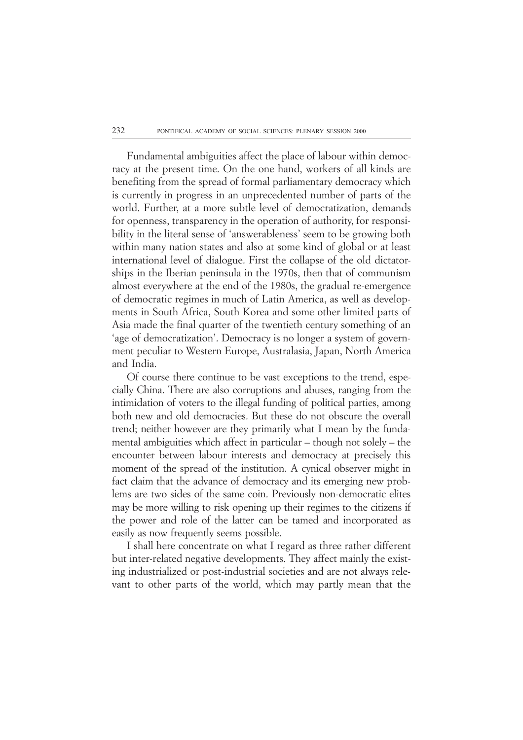Fundamental ambiguities affect the place of labour within democracy at the present time. On the one hand, workers of all kinds are benefiting from the spread of formal parliamentary democracy which is currently in progress in an unprecedented number of parts of the world. Further, at a more subtle level of democratization, demands for openness, transparency in the operation of authority, for responsibility in the literal sense of 'answerableness' seem to be growing both within many nation states and also at some kind of global or at least international level of dialogue. First the collapse of the old dictatorships in the Iberian peninsula in the 1970s, then that of communism almost everywhere at the end of the 1980s, the gradual re-emergence of democratic regimes in much of Latin America, as well as developments in South Africa, South Korea and some other limited parts of Asia made the final quarter of the twentieth century something of an 'age of democratization'. Democracy is no longer a system of government peculiar to Western Europe, Australasia, Japan, North America and India.

Of course there continue to be vast exceptions to the trend, especially China. There are also corruptions and abuses, ranging from the intimidation of voters to the illegal funding of political parties, among both new and old democracies. But these do not obscure the overall trend; neither however are they primarily what I mean by the fundamental ambiguities which affect in particular – though not solely – the encounter between labour interests and democracy at precisely this moment of the spread of the institution. A cynical observer might in fact claim that the advance of democracy and its emerging new problems are two sides of the same coin. Previously non-democratic elites may be more willing to risk opening up their regimes to the citizens if the power and role of the latter can be tamed and incorporated as easily as now frequently seems possible.

I shall here concentrate on what I regard as three rather different but inter-related negative developments. They affect mainly the existing industrialized or post-industrial societies and are not always relevant to other parts of the world, which may partly mean that the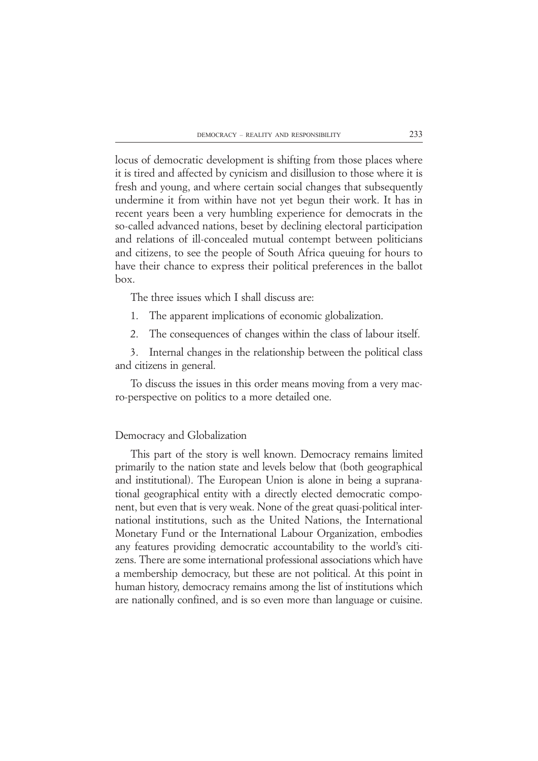locus of democratic development is shifting from those places where it is tired and affected by cynicism and disillusion to those where it is fresh and young, and where certain social changes that subsequently undermine it from within have not yet begun their work. It has in recent years been a very humbling experience for democrats in the so-called advanced nations, beset by declining electoral participation and relations of ill-concealed mutual contempt between politicians and citizens, to see the people of South Africa queuing for hours to have their chance to express their political preferences in the ballot box.

The three issues which I shall discuss are:

1. The apparent implications of economic globalization.
2. The consequences of changes within the class of labour itself.
3. Internal changes in the relationship between the political class and citizens in general.

To discuss the issues in this order means moving from a very macro-perspective on politics to a more detailed one.

## Democracy and Globalization

This part of the story is well known. Democracy remains limited primarily to the nation state and levels below that (both geographical and institutional). The European Union is alone in being a supranational geographical entity with a directly elected democratic component, but even that is very weak. None of the great quasi-political international institutions, such as the United Nations, the International Monetary Fund or the International Labour Organization, embodies any features providing democratic accountability to the world's citizens. There are some international professional associations which have a membership democracy, but these are not political. At this point in human history, democracy remains among the list of institutions which are nationally confined, and is so even more than language or cuisine.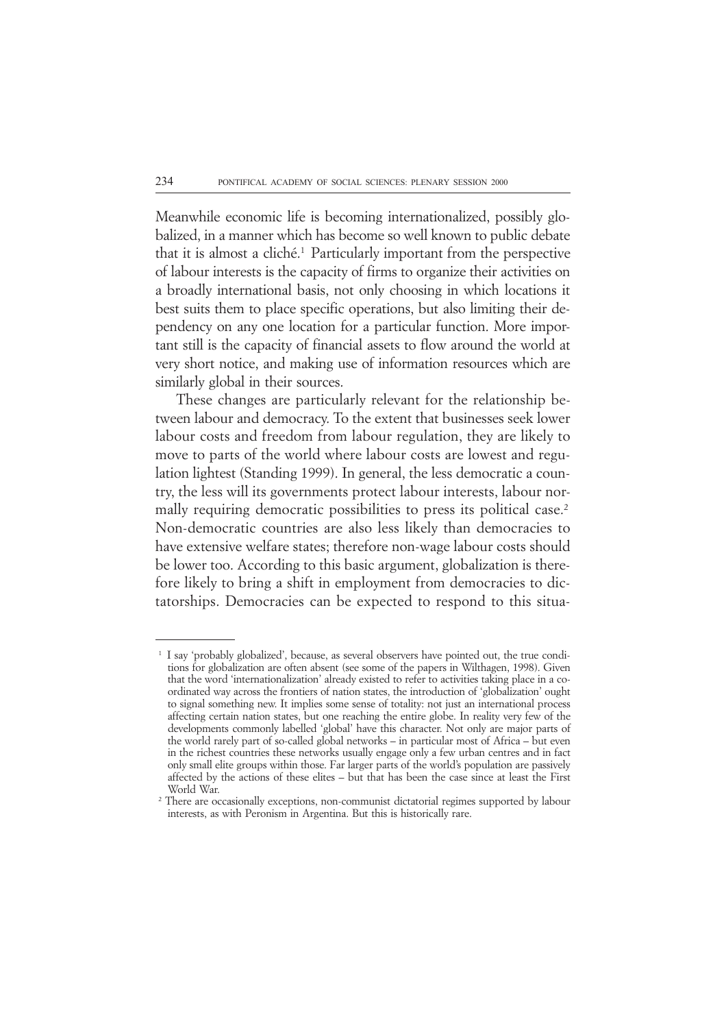Meanwhile economic life is becoming internationalized, possibly globalized, in a manner which has become so well known to public debate that it is almost a cliché.[1] Particularly important from the perspective of labour interests is the capacity of firms to organize their activities on a broadly international basis, not only choosing in which locations it best suits them to place specific operations, but also limiting their dependency on any one location for a particular function. More important still is the capacity of financial assets to flow around the world at very short notice, and making use of information resources which are similarly global in their sources.

These changes are particularly relevant for the relationship between labour and democracy. To the extent that businesses seek lower labour costs and freedom from labour regulation, they are likely to move to parts of the world where labour costs are lowest and regulation lightest (Standing 1999). In general, the less democratic a country, the less will its governments protect labour interests, labour normally requiring democratic possibilities to press its political case.[2] Non-democratic countries are also less likely than democracies to have extensive welfare states; therefore non-wage labour costs should be lower too. According to this basic argument, globalization is therefore likely to bring a shift in employment from democracies to dictatorships. Democracies can be expected to respond to this situa-

---

[1] I say 'probably globalized', because, as several observers have pointed out, the true conditions for globalization are often absent (see some of the papers in Wilthagen, 1998). Given that the word 'internationalization' already existed to refer to activities taking place in a coordinated way across the frontiers of nation states, the introduction of 'globalization' ought to signal something new. It implies some sense of totality: not just an international process affecting certain nation states, but one reaching the entire globe. In reality very few of the developments commonly labelled 'global' have this character. Not only are major parts of the world rarely part of so-called global networks – in particular most of Africa – but even in the richest countries these networks usually engage only a few urban centres and in fact only small elite groups within those. Far larger parts of the world's population are passively affected by the actions of these elites – but that has been the case since at least the First World War.

[2] There are occasionally exceptions, non-communist dictatorial regimes supported by labour interests, as with Peronism in Argentina. But this is historically rare.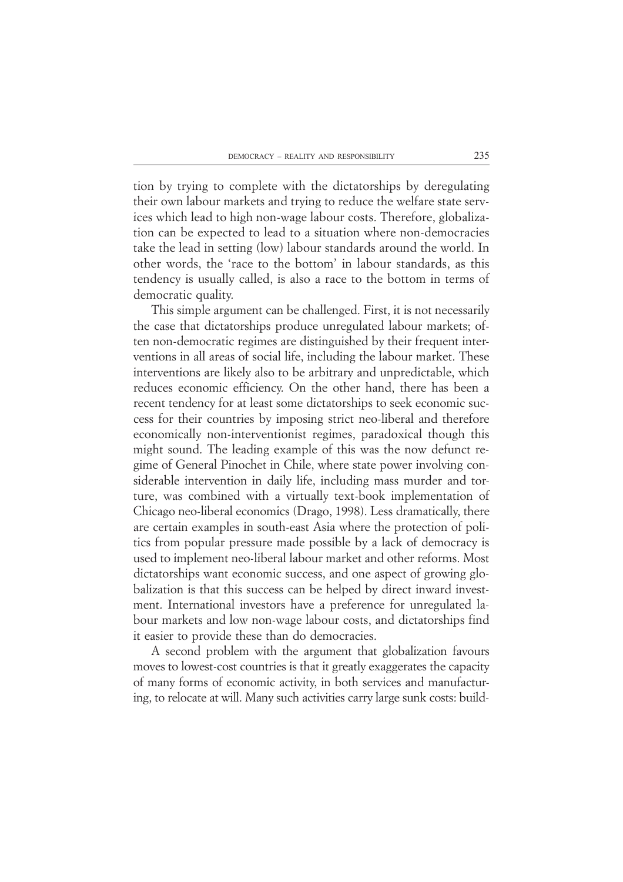tion by trying to complete with the dictatorships by deregulating their own labour markets and trying to reduce the welfare state services which lead to high non-wage labour costs. Therefore, globalization can be expected to lead to a situation where non-democracies take the lead in setting (low) labour standards around the world. In other words, the 'race to the bottom' in labour standards, as this tendency is usually called, is also a race to the bottom in terms of democratic quality.

This simple argument can be challenged. First, it is not necessarily the case that dictatorships produce unregulated labour markets; often non-democratic regimes are distinguished by their frequent interventions in all areas of social life, including the labour market. These interventions are likely also to be arbitrary and unpredictable, which reduces economic efficiency. On the other hand, there has been a recent tendency for at least some dictatorships to seek economic success for their countries by imposing strict neo-liberal and therefore economically non-interventionist regimes, paradoxical though this might sound. The leading example of this was the now defunct regime of General Pinochet in Chile, where state power involving considerable intervention in daily life, including mass murder and torture, was combined with a virtually text-book implementation of Chicago neo-liberal economics (Drago, 1998). Less dramatically, there are certain examples in south-east Asia where the protection of politics from popular pressure made possible by a lack of democracy is used to implement neo-liberal labour market and other reforms. Most dictatorships want economic success, and one aspect of growing globalization is that this success can be helped by direct inward investment. International investors have a preference for unregulated labour markets and low non-wage labour costs, and dictatorships find it easier to provide these than do democracies.

A second problem with the argument that globalization favours moves to lowest-cost countries is that it greatly exaggerates the capacity of many forms of economic activity, in both services and manufacturing, to relocate at will. Many such activities carry large sunk costs: build-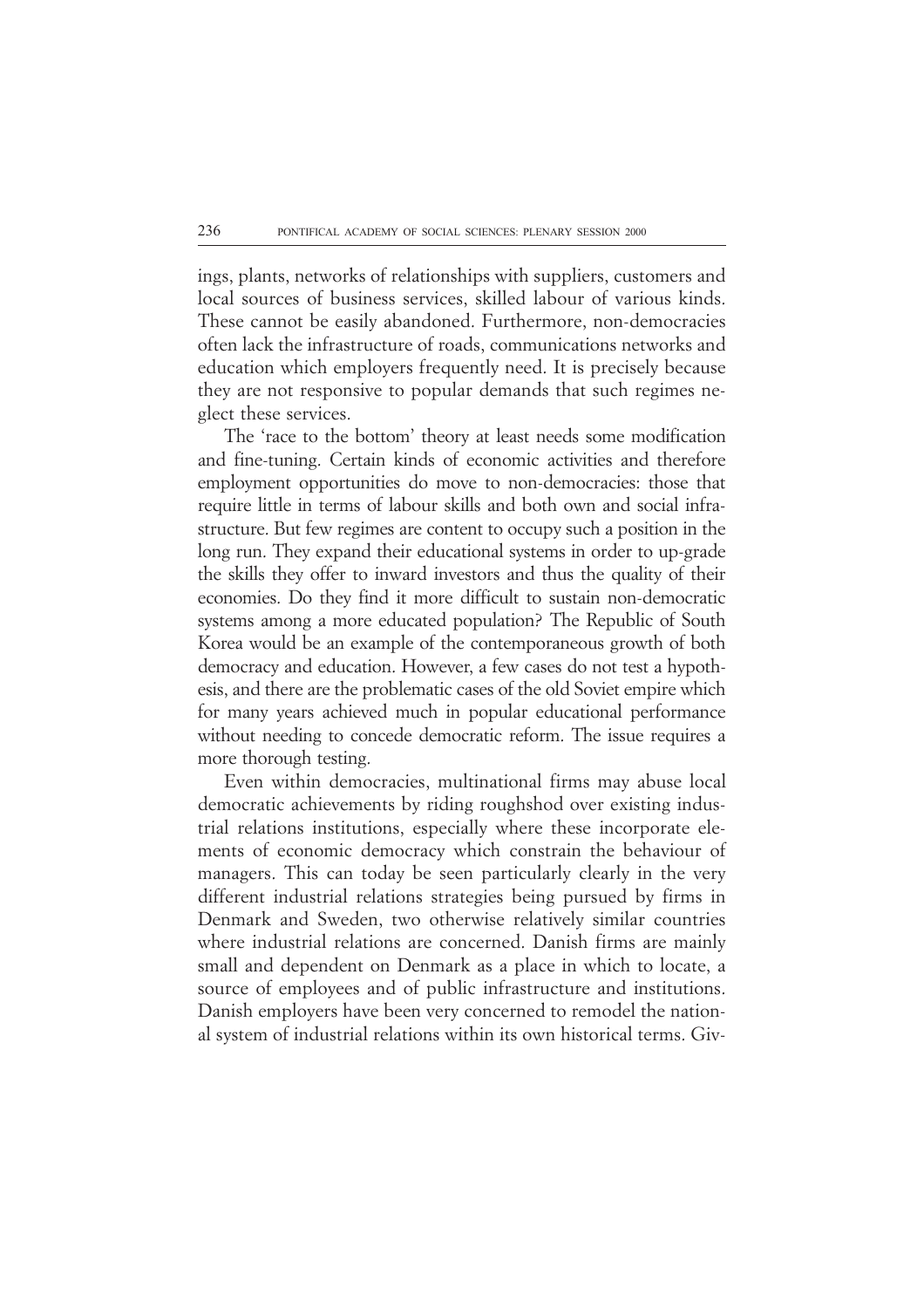ings, plants, networks of relationships with suppliers, customers and local sources of business services, skilled labour of various kinds. These cannot be easily abandoned. Furthermore, non-democracies often lack the infrastructure of roads, communications networks and education which employers frequently need. It is precisely because they are not responsive to popular demands that such regimes neglect these services.

The 'race to the bottom' theory at least needs some modification and fine-tuning. Certain kinds of economic activities and therefore employment opportunities do move to non-democracies: those that require little in terms of labour skills and both own and social infrastructure. But few regimes are content to occupy such a position in the long run. They expand their educational systems in order to up-grade the skills they offer to inward investors and thus the quality of their economies. Do they find it more difficult to sustain non-democratic systems among a more educated population? The Republic of South Korea would be an example of the contemporaneous growth of both democracy and education. However, a few cases do not test a hypothesis, and there are the problematic cases of the old Soviet empire which for many years achieved much in popular educational performance without needing to concede democratic reform. The issue requires a more thorough testing.

Even within democracies, multinational firms may abuse local democratic achievements by riding roughshod over existing industrial relations institutions, especially where these incorporate elements of economic democracy which constrain the behaviour of managers. This can today be seen particularly clearly in the very different industrial relations strategies being pursued by firms in Denmark and Sweden, two otherwise relatively similar countries where industrial relations are concerned. Danish firms are mainly small and dependent on Denmark as a place in which to locate, a source of employees and of public infrastructure and institutions. Danish employers have been very concerned to remodel the national system of industrial relations within its own historical terms. Giv-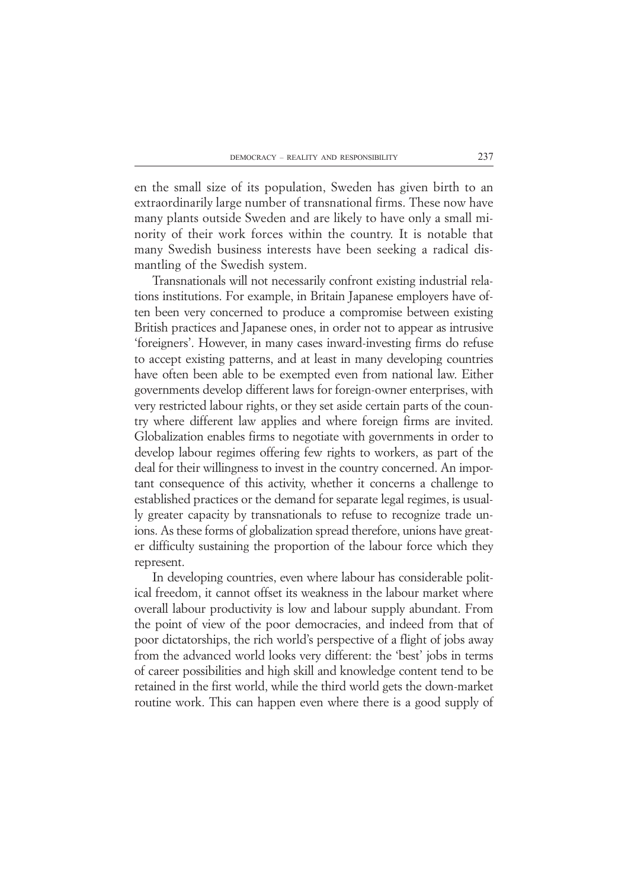en the small size of its population, Sweden has given birth to an extraordinarily large number of transnational firms. These now have many plants outside Sweden and are likely to have only a small minority of their work forces within the country. It is notable that many Swedish business interests have been seeking a radical dismantling of the Swedish system.

Transnationals will not necessarily confront existing industrial relations institutions. For example, in Britain Japanese employers have often been very concerned to produce a compromise between existing British practices and Japanese ones, in order not to appear as intrusive 'foreigners'. However, in many cases inward-investing firms do refuse to accept existing patterns, and at least in many developing countries have often been able to be exempted even from national law. Either governments develop different laws for foreign-owner enterprises, with very restricted labour rights, or they set aside certain parts of the country where different law applies and where foreign firms are invited. Globalization enables firms to negotiate with governments in order to develop labour regimes offering few rights to workers, as part of the deal for their willingness to invest in the country concerned. An important consequence of this activity, whether it concerns a challenge to established practices or the demand for separate legal regimes, is usually greater capacity by transnationals to refuse to recognize trade unions. As these forms of globalization spread therefore, unions have greater difficulty sustaining the proportion of the labour force which they represent.

In developing countries, even where labour has considerable political freedom, it cannot offset its weakness in the labour market where overall labour productivity is low and labour supply abundant. From the point of view of the poor democracies, and indeed from that of poor dictatorships, the rich world's perspective of a flight of jobs away from the advanced world looks very different: the 'best' jobs in terms of career possibilities and high skill and knowledge content tend to be retained in the first world, while the third world gets the down-market routine work. This can happen even where there is a good supply of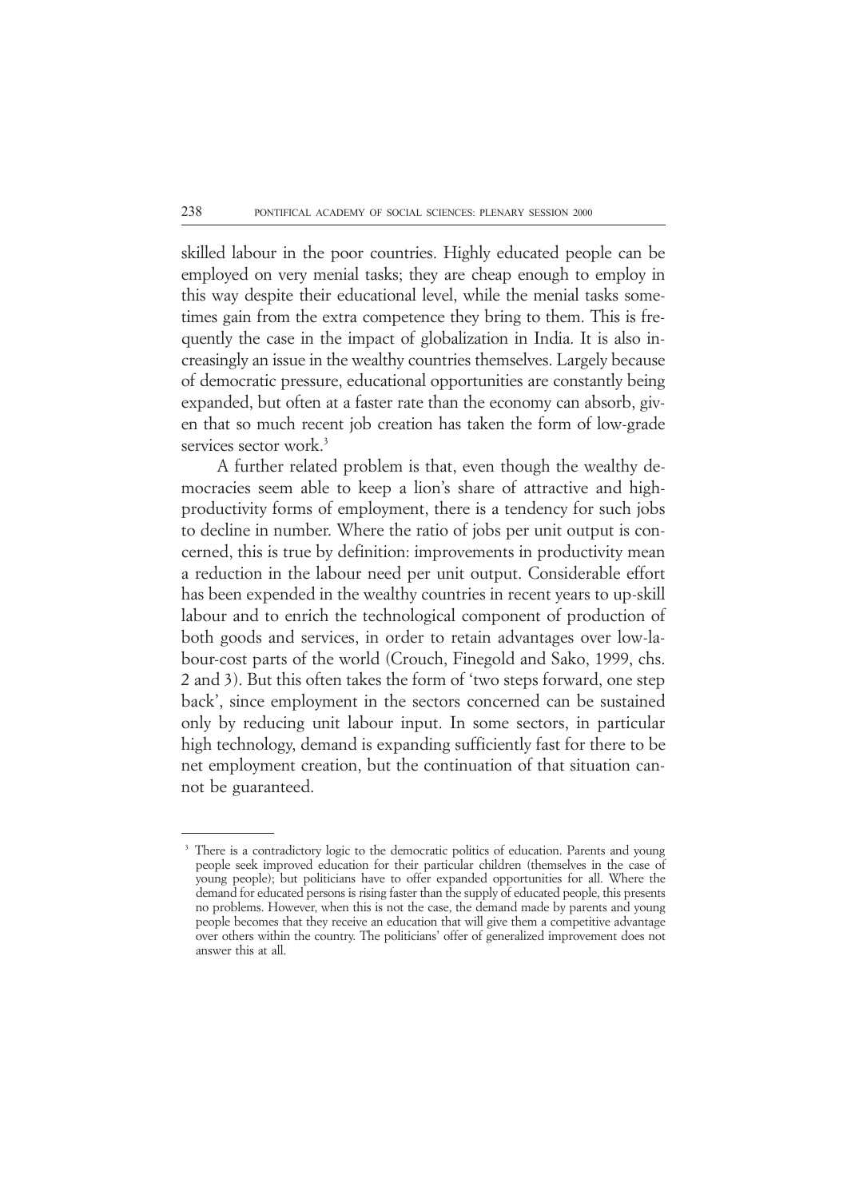skilled labour in the poor countries. Highly educated people can be employed on very menial tasks; they are cheap enough to employ in this way despite their educational level, while the menial tasks sometimes gain from the extra competence they bring to them. This is frequently the case in the impact of globalization in India. It is also increasingly an issue in the wealthy countries themselves. Largely because of democratic pressure, educational opportunities are constantly being expanded, but often at a faster rate than the economy can absorb, given that so much recent job creation has taken the form of low-grade services sector work.[3]

A further related problem is that, even though the wealthy democracies seem able to keep a lion's share of attractive and high-productivity forms of employment, there is a tendency for such jobs to decline in number. Where the ratio of jobs per unit output is concerned, this is true by definition: improvements in productivity mean a reduction in the labour need per unit output. Considerable effort has been expended in the wealthy countries in recent years to up-skill labour and to enrich the technological component of production of both goods and services, in order to retain advantages over low-labour-cost parts of the world (Crouch, Finegold and Sako, 1999, chs. 2 and 3). But this often takes the form of 'two steps forward, one step back', since employment in the sectors concerned can be sustained only by reducing unit labour input. In some sectors, in particular high technology, demand is expanding sufficiently fast for there to be net employment creation, but the continuation of that situation cannot be guaranteed.

---

[3] There is a contradictory logic to the democratic politics of education. Parents and young people seek improved education for their particular children (themselves in the case of young people); but politicians have to offer expanded opportunities for all. Where the demand for educated persons is rising faster than the supply of educated people, this presents no problems. However, when this is not the case, the demand made by parents and young people becomes that they receive an education that will give them a competitive advantage over others within the country. The politicians' offer of generalized improvement does not answer this at all.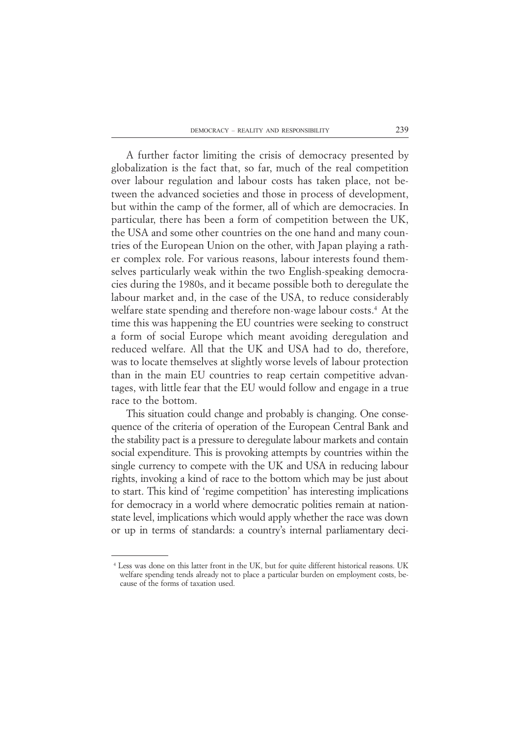A further factor limiting the crisis of democracy presented by globalization is the fact that, so far, much of the real competition over labour regulation and labour costs has taken place, not between the advanced societies and those in process of development, but within the camp of the former, all of which are democracies. In particular, there has been a form of competition between the UK, the USA and some other countries on the one hand and many countries of the European Union on the other, with Japan playing a rather complex role. For various reasons, labour interests found themselves particularly weak within the two English-speaking democracies during the 1980s, and it became possible both to deregulate the labour market and, in the case of the USA, to reduce considerably welfare state spending and therefore non-wage labour costs.[4] At the time this was happening the EU countries were seeking to construct a form of social Europe which meant avoiding deregulation and reduced welfare. All that the UK and USA had to do, therefore, was to locate themselves at slightly worse levels of labour protection than in the main EU countries to reap certain competitive advantages, with little fear that the EU would follow and engage in a true race to the bottom.

This situation could change and probably is changing. One consequence of the criteria of operation of the European Central Bank and the stability pact is a pressure to deregulate labour markets and contain social expenditure. This is provoking attempts by countries within the single currency to compete with the UK and USA in reducing labour rights, invoking a kind of race to the bottom which may be just about to start. This kind of 'regime competition' has interesting implications for democracy in a world where democratic polities remain at nation-state level, implications which would apply whether the race was down or up in terms of standards: a country's internal parliamentary deci-

[4] Less was done on this latter front in the UK, but for quite different historical reasons. UK welfare spending tends already not to place a particular burden on employment costs, because of the forms of taxation used.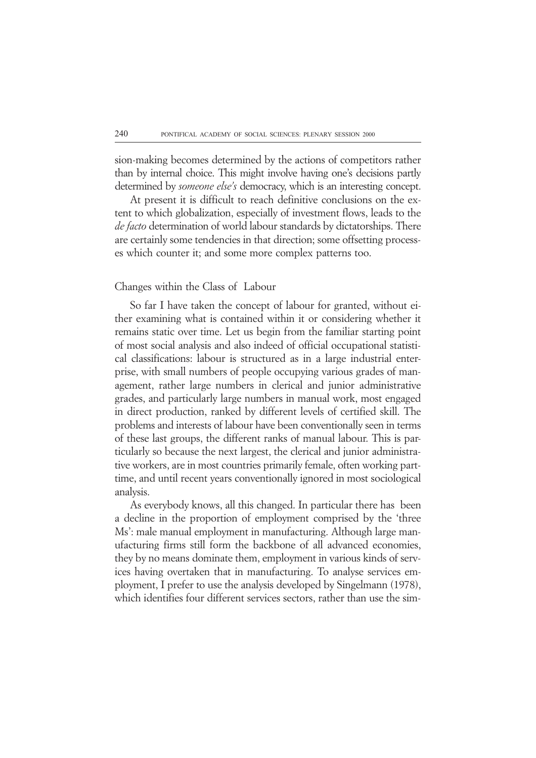sion-making becomes determined by the actions of competitors rather than by internal choice. This might involve having one's decisions partly determined by *someone else's* democracy, which is an interesting concept.

At present it is difficult to reach definitive conclusions on the extent to which globalization, especially of investment flows, leads to the *de facto* determination of world labour standards by dictatorships. There are certainly some tendencies in that direction; some offsetting processes which counter it; and some more complex patterns too.

## Changes within the Class of Labour

So far I have taken the concept of labour for granted, without either examining what is contained within it or considering whether it remains static over time. Let us begin from the familiar starting point of most social analysis and also indeed of official occupational statistical classifications: labour is structured as in a large industrial enterprise, with small numbers of people occupying various grades of management, rather large numbers in clerical and junior administrative grades, and particularly large numbers in manual work, most engaged in direct production, ranked by different levels of certified skill. The problems and interests of labour have been conventionally seen in terms of these last groups, the different ranks of manual labour. This is particularly so because the next largest, the clerical and junior administrative workers, are in most countries primarily female, often working part-time, and until recent years conventionally ignored in most sociological analysis.

As everybody knows, all this changed. In particular there has been a decline in the proportion of employment comprised by the 'three Ms': male manual employment in manufacturing. Although large manufacturing firms still form the backbone of all advanced economies, they by no means dominate them, employment in various kinds of services having overtaken that in manufacturing. To analyse services employment, I prefer to use the analysis developed by Singelmann (1978), which identifies four different services sectors, rather than use the sim-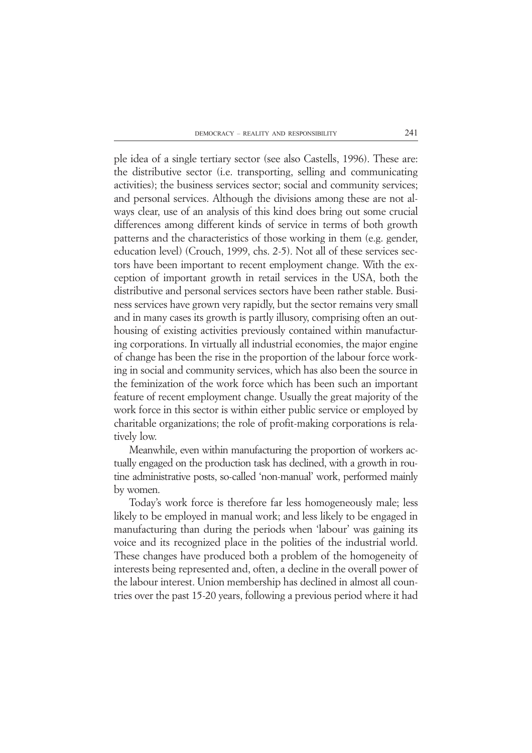ple idea of a single tertiary sector (see also Castells, 1996). These are: the distributive sector (i.e. transporting, selling and communicating activities); the business services sector; social and community services; and personal services. Although the divisions among these are not always clear, use of an analysis of this kind does bring out some crucial differences among different kinds of service in terms of both growth patterns and the characteristics of those working in them (e.g. gender, education level) (Crouch, 1999, chs. 2-5). Not all of these services sectors have been important to recent employment change. With the exception of important growth in retail services in the USA, both the distributive and personal services sectors have been rather stable. Business services have grown very rapidly, but the sector remains very small and in many cases its growth is partly illusory, comprising often an outhousing of existing activities previously contained within manufacturing corporations. In virtually all industrial economies, the major engine of change has been the rise in the proportion of the labour force working in social and community services, which has also been the source in the feminization of the work force which has been such an important feature of recent employment change. Usually the great majority of the work force in this sector is within either public service or employed by charitable organizations; the role of profit-making corporations is relatively low.

Meanwhile, even within manufacturing the proportion of workers actually engaged on the production task has declined, with a growth in routine administrative posts, so-called 'non-manual' work, performed mainly by women.

Today's work force is therefore far less homogeneously male; less likely to be employed in manual work; and less likely to be engaged in manufacturing than during the periods when 'labour' was gaining its voice and its recognized place in the polities of the industrial world. These changes have produced both a problem of the homogeneity of interests being represented and, often, a decline in the overall power of the labour interest. Union membership has declined in almost all countries over the past 15-20 years, following a previous period where it had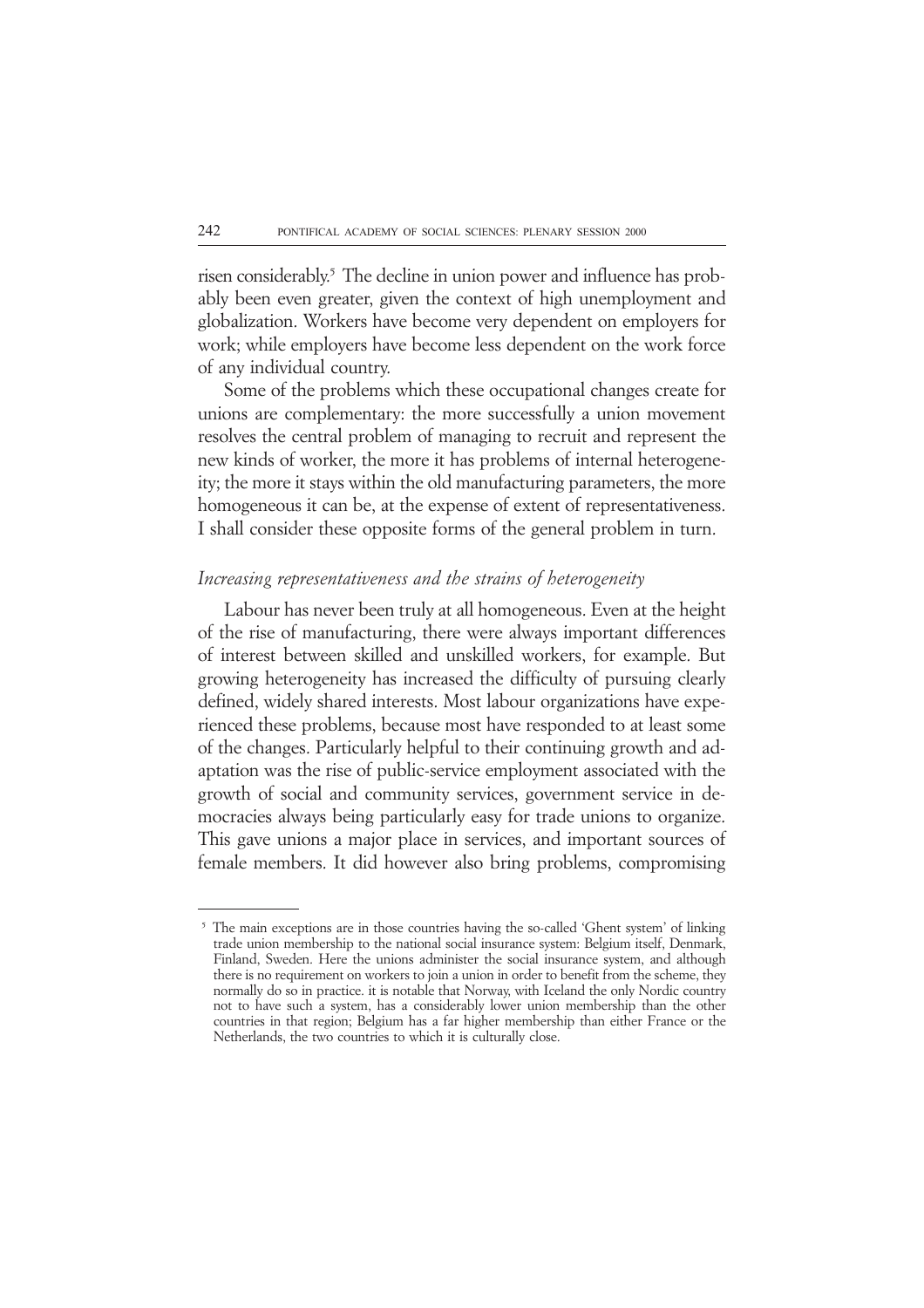risen considerably.[5] The decline in union power and influence has probably been even greater, given the context of high unemployment and globalization. Workers have become very dependent on employers for work; while employers have become less dependent on the work force of any individual country.

Some of the problems which these occupational changes create for unions are complementary: the more successfully a union movement resolves the central problem of managing to recruit and represent the new kinds of worker, the more it has problems of internal heterogeneity; the more it stays within the old manufacturing parameters, the more homogeneous it can be, at the expense of extent of representativeness. I shall consider these opposite forms of the general problem in turn.

### *Increasing representativeness and the strains of heterogeneity*

Labour has never been truly at all homogeneous. Even at the height of the rise of manufacturing, there were always important differences of interest between skilled and unskilled workers, for example. But growing heterogeneity has increased the difficulty of pursuing clearly defined, widely shared interests. Most labour organizations have experienced these problems, because most have responded to at least some of the changes. Particularly helpful to their continuing growth and adaptation was the rise of public-service employment associated with the growth of social and community services, government service in democracies always being particularly easy for trade unions to organize. This gave unions a major place in services, and important sources of female members. It did however also bring problems, compromising

---

[5] The main exceptions are in those countries having the so-called 'Ghent system' of linking trade union membership to the national social insurance system: Belgium itself, Denmark, Finland, Sweden. Here the unions administer the social insurance system, and although there is no requirement on workers to join a union in order to benefit from the scheme, they normally do so in practice. it is notable that Norway, with Iceland the only Nordic country not to have such a system, has a considerably lower union membership than the other countries in that region; Belgium has a far higher membership than either France or the Netherlands, the two countries to which it is culturally close.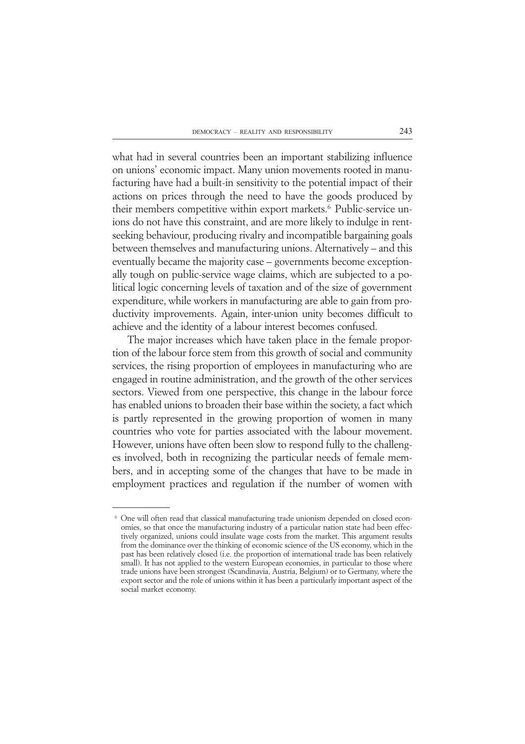what had in several countries been an important stabilizing influence on unions' economic impact. Many union movements rooted in manufacturing have had a built-in sensitivity to the potential impact of their actions on prices through the need to have the goods produced by their members competitive within export markets.[6] Public-service unions do not have this constraint, and are more likely to indulge in rent-seeking behaviour, producing rivalry and incompatible bargaining goals between themselves and manufacturing unions. Alternatively – and this eventually became the majority case – governments become exceptionally tough on public-service wage claims, which are subjected to a political logic concerning levels of taxation and of the size of government expenditure, while workers in manufacturing are able to gain from productivity improvements. Again, inter-union unity becomes difficult to achieve and the identity of a labour interest becomes confused.

The major increases which have taken place in the female proportion of the labour force stem from this growth of social and community services, the rising proportion of employees in manufacturing who are engaged in routine administration, and the growth of the other services sectors. Viewed from one perspective, this change in the labour force has enabled unions to broaden their base within the society, a fact which is partly represented in the growing proportion of women in many countries who vote for parties associated with the labour movement. However, unions have often been slow to respond fully to the challenges involved, both in recognizing the particular needs of female members, and in accepting some of the changes that have to be made in employment practices and regulation if the number of women with

---

[6] One will often read that classical manufacturing trade unionism depended on closed economies, so that once the manufacturing industry of a particular nation state had been effectively organized, unions could insulate wage costs from the market. This argument results from the dominance over the thinking of economic science of the US economy, which in the past has been relatively closed (i.e. the proportion of international trade has been relatively small). It has not applied to the western European economies, in particular to those where trade unions have been strongest (Scandinavia, Austria, Belgium) or to Germany, where the export sector and the role of unions within it has been a particularly important aspect of the social market economy.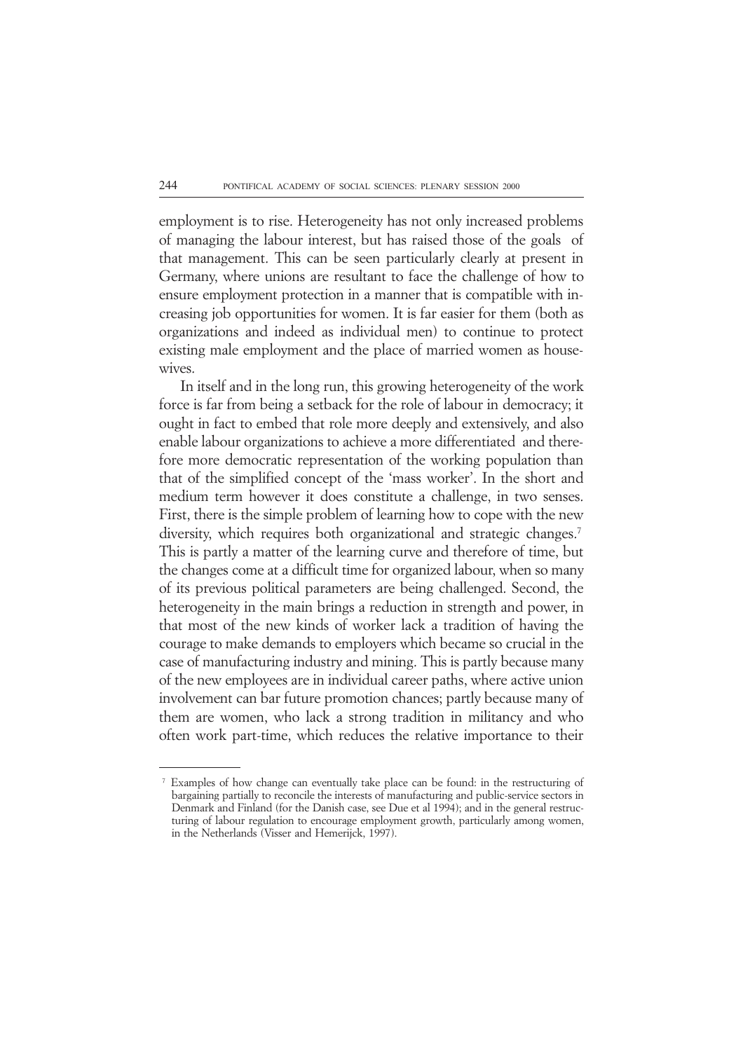employment is to rise. Heterogeneity has not only increased problems of managing the labour interest, but has raised those of the goals of that management. This can be seen particularly clearly at present in Germany, where unions are resultant to face the challenge of how to ensure employment protection in a manner that is compatible with increasing job opportunities for women. It is far easier for them (both as organizations and indeed as individual men) to continue to protect existing male employment and the place of married women as housewives.

In itself and in the long run, this growing heterogeneity of the work force is far from being a setback for the role of labour in democracy; it ought in fact to embed that role more deeply and extensively, and also enable labour organizations to achieve a more differentiated and therefore more democratic representation of the working population than that of the simplified concept of the 'mass worker'. In the short and medium term however it does constitute a challenge, in two senses. First, there is the simple problem of learning how to cope with the new diversity, which requires both organizational and strategic changes.[7] This is partly a matter of the learning curve and therefore of time, but the changes come at a difficult time for organized labour, when so many of its previous political parameters are being challenged. Second, the heterogeneity in the main brings a reduction in strength and power, in that most of the new kinds of worker lack a tradition of having the courage to make demands to employers which became so crucial in the case of manufacturing industry and mining. This is partly because many of the new employees are in individual career paths, where active union involvement can bar future promotion chances; partly because many of them are women, who lack a strong tradition in militancy and who often work part-time, which reduces the relative importance to their

---

[7] Examples of how change can eventually take place can be found: in the restructuring of bargaining partially to reconcile the interests of manufacturing and public-service sectors in Denmark and Finland (for the Danish case, see Due et al 1994); and in the general restructuring of labour regulation to encourage employment growth, particularly among women, in the Netherlands (Visser and Hemerijck, 1997).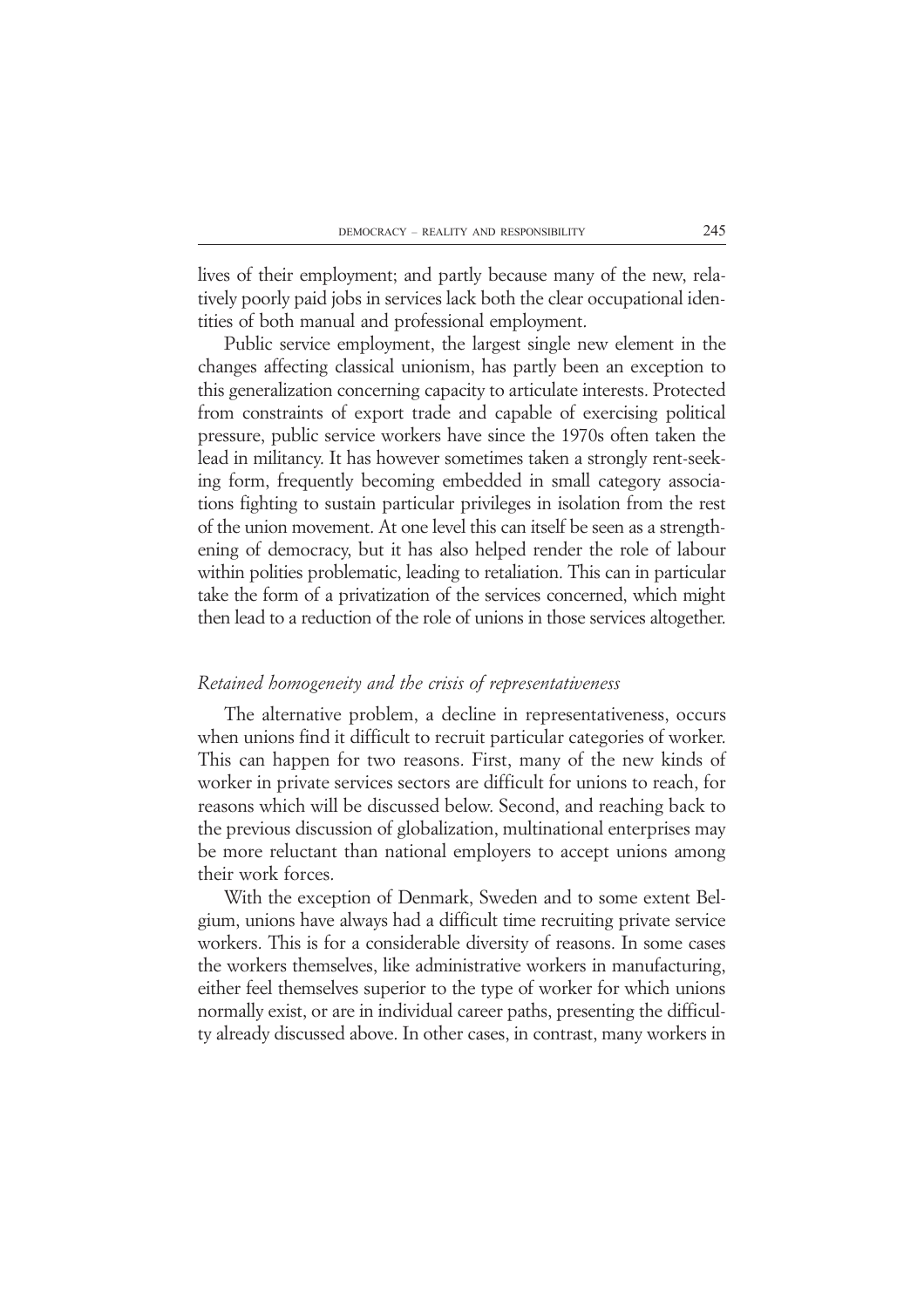lives of their employment; and partly because many of the new, relatively poorly paid jobs in services lack both the clear occupational identities of both manual and professional employment.

Public service employment, the largest single new element in the changes affecting classical unionism, has partly been an exception to this generalization concerning capacity to articulate interests. Protected from constraints of export trade and capable of exercising political pressure, public service workers have since the 1970s often taken the lead in militancy. It has however sometimes taken a strongly rent-seeking form, frequently becoming embedded in small category associations fighting to sustain particular privileges in isolation from the rest of the union movement. At one level this can itself be seen as a strengthening of democracy, but it has also helped render the role of labour within polities problematic, leading to retaliation. This can in particular take the form of a privatization of the services concerned, which might then lead to a reduction of the role of unions in those services altogether.

### *Retained homogeneity and the crisis of representativeness*

The alternative problem, a decline in representativeness, occurs when unions find it difficult to recruit particular categories of worker. This can happen for two reasons. First, many of the new kinds of worker in private services sectors are difficult for unions to reach, for reasons which will be discussed below. Second, and reaching back to the previous discussion of globalization, multinational enterprises may be more reluctant than national employers to accept unions among their work forces.

With the exception of Denmark, Sweden and to some extent Belgium, unions have always had a difficult time recruiting private service workers. This is for a considerable diversity of reasons. In some cases the workers themselves, like administrative workers in manufacturing, either feel themselves superior to the type of worker for which unions normally exist, or are in individual career paths, presenting the difficulty already discussed above. In other cases, in contrast, many workers in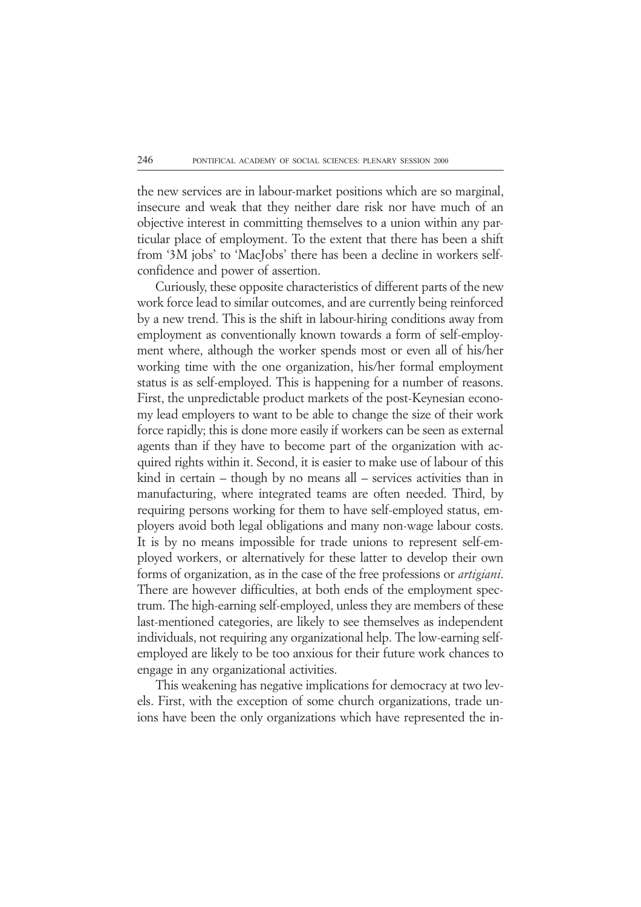the new services are in labour-market positions which are so marginal, insecure and weak that they neither dare risk nor have much of an objective interest in committing themselves to a union within any particular place of employment. To the extent that there has been a shift from '3M jobs' to 'MacJobs' there has been a decline in workers self-confidence and power of assertion.

Curiously, these opposite characteristics of different parts of the new work force lead to similar outcomes, and are currently being reinforced by a new trend. This is the shift in labour-hiring conditions away from employment as conventionally known towards a form of self-employment where, although the worker spends most or even all of his/her working time with the one organization, his/her formal employment status is as self-employed. This is happening for a number of reasons. First, the unpredictable product markets of the post-Keynesian economy lead employers to want to be able to change the size of their work force rapidly; this is done more easily if workers can be seen as external agents than if they have to become part of the organization with acquired rights within it. Second, it is easier to make use of labour of this kind in certain – though by no means all – services activities than in manufacturing, where integrated teams are often needed. Third, by requiring persons working for them to have self-employed status, employers avoid both legal obligations and many non-wage labour costs. It is by no means impossible for trade unions to represent self-employed workers, or alternatively for these latter to develop their own forms of organization, as in the case of the free professions or *artigiani*. There are however difficulties, at both ends of the employment spectrum. The high-earning self-employed, unless they are members of these last-mentioned categories, are likely to see themselves as independent individuals, not requiring any organizational help. The low-earning self-employed are likely to be too anxious for their future work chances to engage in any organizational activities.

This weakening has negative implications for democracy at two levels. First, with the exception of some church organizations, trade unions have been the only organizations which have represented the in-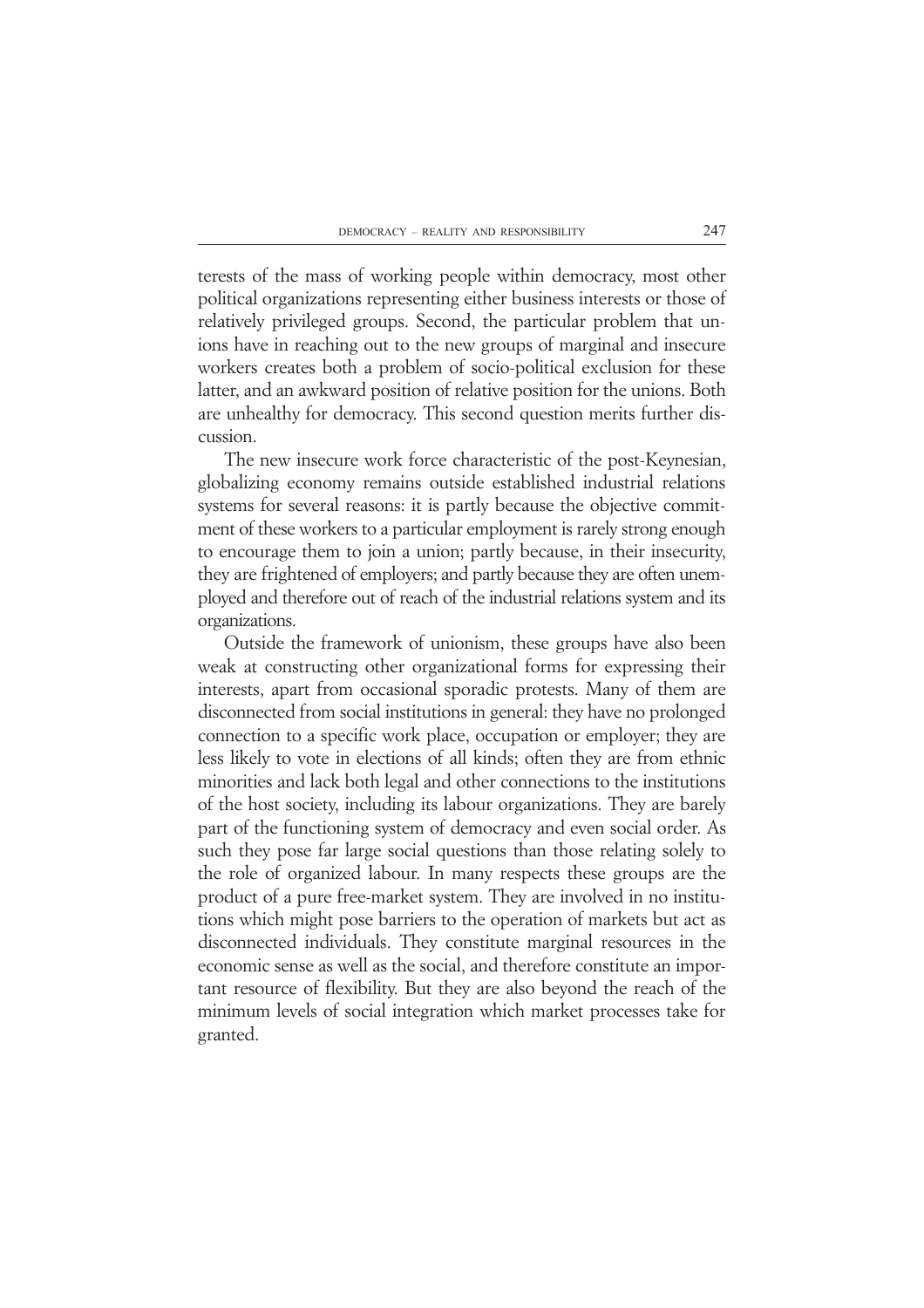terests of the mass of working people within democracy, most other political organizations representing either business interests or those of relatively privileged groups. Second, the particular problem that unions have in reaching out to the new groups of marginal and insecure workers creates both a problem of socio-political exclusion for these latter, and an awkward position of relative position for the unions. Both are unhealthy for democracy. This second question merits further discussion.

The new insecure work force characteristic of the post-Keynesian, globalizing economy remains outside established industrial relations systems for several reasons: it is partly because the objective commitment of these workers to a particular employment is rarely strong enough to encourage them to join a union; partly because, in their insecurity, they are frightened of employers; and partly because they are often unemployed and therefore out of reach of the industrial relations system and its organizations.

Outside the framework of unionism, these groups have also been weak at constructing other organizational forms for expressing their interests, apart from occasional sporadic protests. Many of them are disconnected from social institutions in general: they have no prolonged connection to a specific work place, occupation or employer; they are less likely to vote in elections of all kinds; often they are from ethnic minorities and lack both legal and other connections to the institutions of the host society, including its labour organizations. They are barely part of the functioning system of democracy and even social order. As such they pose far large social questions than those relating solely to the role of organized labour. In many respects these groups are the product of a pure free-market system. They are involved in no institutions which might pose barriers to the operation of markets but act as disconnected individuals. They constitute marginal resources in the economic sense as well as the social, and therefore constitute an important resource of flexibility. But they are also beyond the reach of the minimum levels of social integration which market processes take for granted.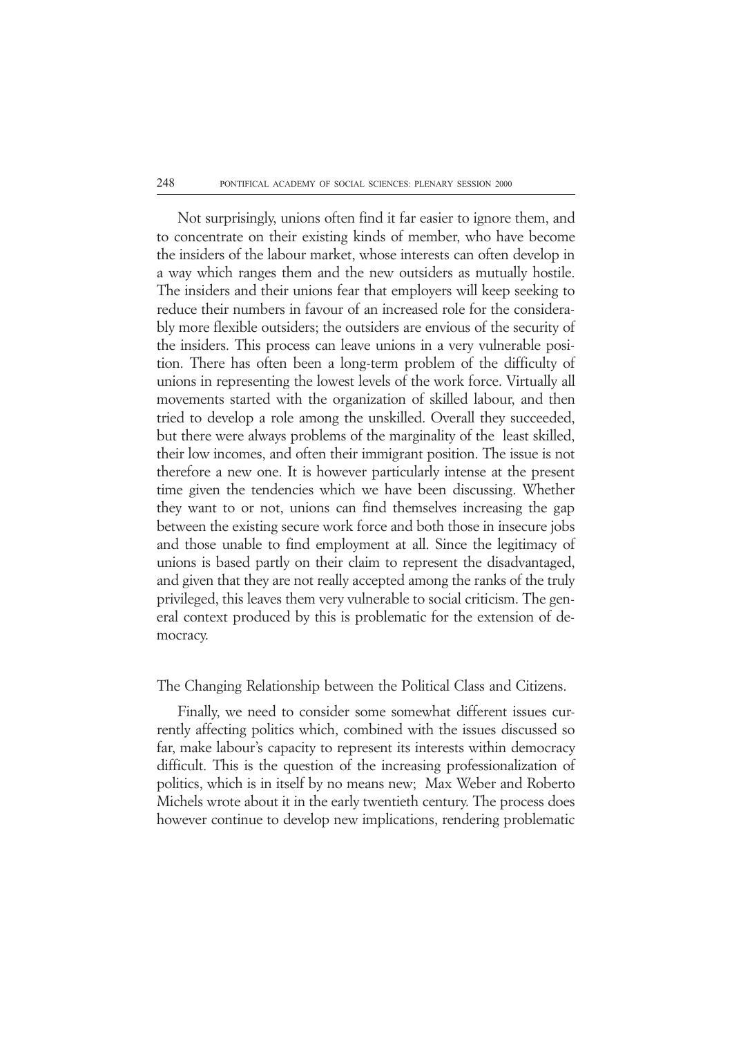Not surprisingly, unions often find it far easier to ignore them, and to concentrate on their existing kinds of member, who have become the insiders of the labour market, whose interests can often develop in a way which ranges them and the new outsiders as mutually hostile. The insiders and their unions fear that employers will keep seeking to reduce their numbers in favour of an increased role for the considerably more flexible outsiders; the outsiders are envious of the security of the insiders. This process can leave unions in a very vulnerable position. There has often been a long-term problem of the difficulty of unions in representing the lowest levels of the work force. Virtually all movements started with the organization of skilled labour, and then tried to develop a role among the unskilled. Overall they succeeded, but there were always problems of the marginality of the least skilled, their low incomes, and often their immigrant position. The issue is not therefore a new one. It is however particularly intense at the present time given the tendencies which we have been discussing. Whether they want to or not, unions can find themselves increasing the gap between the existing secure work force and both those in insecure jobs and those unable to find employment at all. Since the legitimacy of unions is based partly on their claim to represent the disadvantaged, and given that they are not really accepted among the ranks of the truly privileged, this leaves them very vulnerable to social criticism. The general context produced by this is problematic for the extension of democracy.

## The Changing Relationship between the Political Class and Citizens.

Finally, we need to consider some somewhat different issues currently affecting politics which, combined with the issues discussed so far, make labour's capacity to represent its interests within democracy difficult. This is the question of the increasing professionalization of politics, which is in itself by no means new; Max Weber and Roberto Michels wrote about it in the early twentieth century. The process does however continue to develop new implications, rendering problematic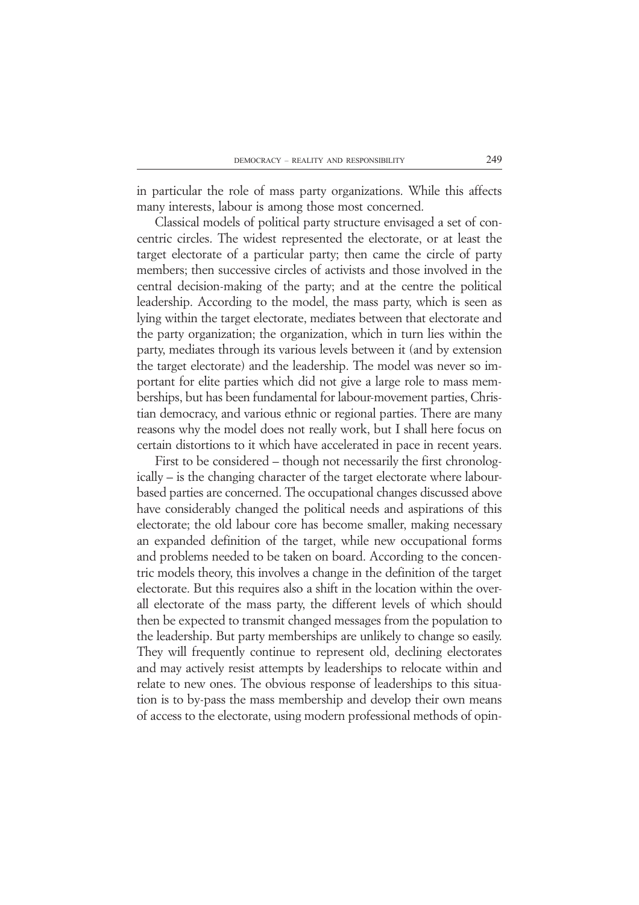in particular the role of mass party organizations. While this affects many interests, labour is among those most concerned.

Classical models of political party structure envisaged a set of concentric circles. The widest represented the electorate, or at least the target electorate of a particular party; then came the circle of party members; then successive circles of activists and those involved in the central decision-making of the party; and at the centre the political leadership. According to the model, the mass party, which is seen as lying within the target electorate, mediates between that electorate and the party organization; the organization, which in turn lies within the party, mediates through its various levels between it (and by extension the target electorate) and the leadership. The model was never so important for elite parties which did not give a large role to mass memberships, but has been fundamental for labour-movement parties, Christian democracy, and various ethnic or regional parties. There are many reasons why the model does not really work, but I shall here focus on certain distortions to it which have accelerated in pace in recent years.

First to be considered – though not necessarily the first chronologically – is the changing character of the target electorate where labour-based parties are concerned. The occupational changes discussed above have considerably changed the political needs and aspirations of this electorate; the old labour core has become smaller, making necessary an expanded definition of the target, while new occupational forms and problems needed to be taken on board. According to the concentric models theory, this involves a change in the definition of the target electorate. But this requires also a shift in the location within the overall electorate of the mass party, the different levels of which should then be expected to transmit changed messages from the population to the leadership. But party memberships are unlikely to change so easily. They will frequently continue to represent old, declining electorates and may actively resist attempts by leaderships to relocate within and relate to new ones. The obvious response of leaderships to this situation is to by-pass the mass membership and develop their own means of access to the electorate, using modern professional methods of opin-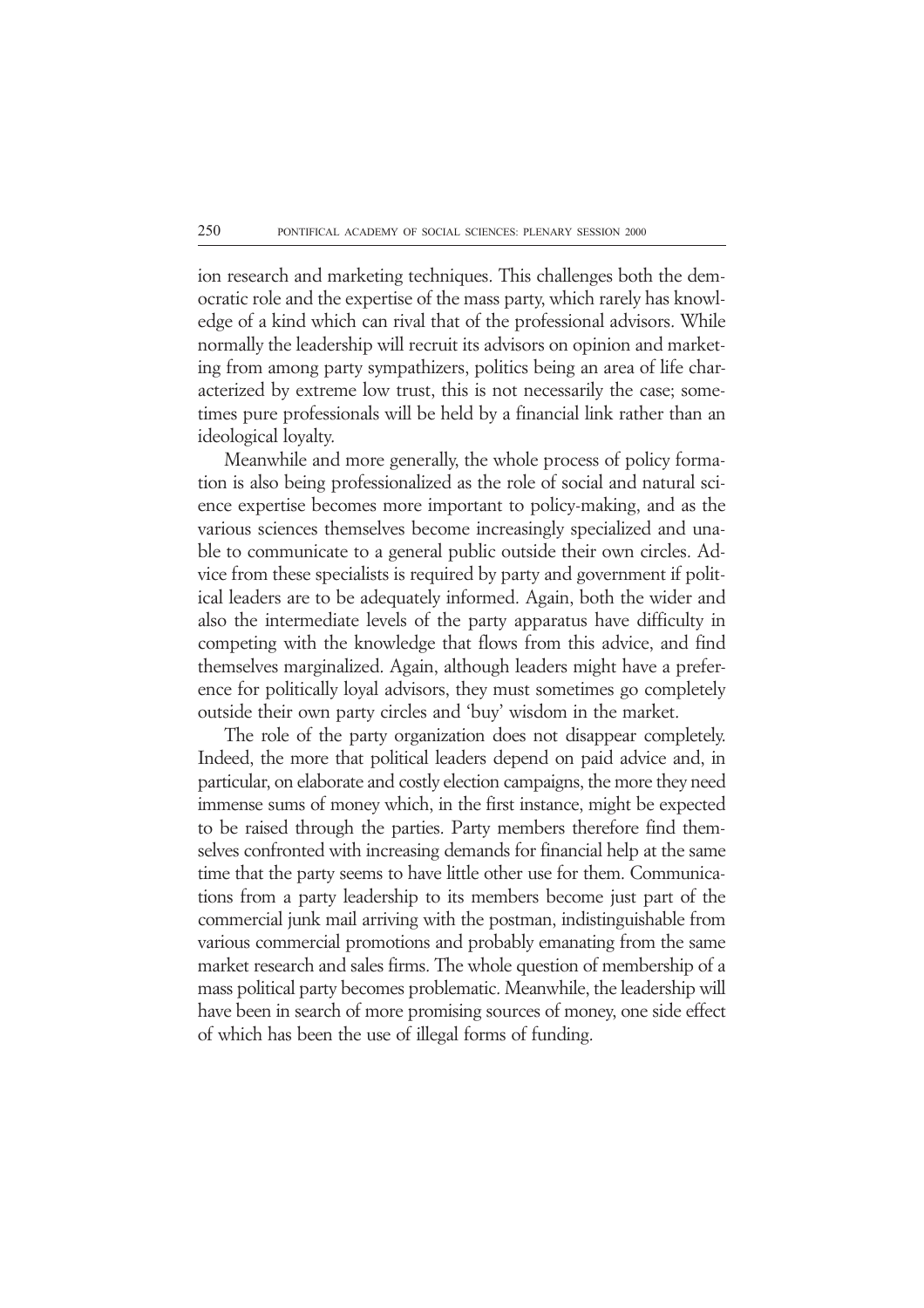ion research and marketing techniques. This challenges both the democratic role and the expertise of the mass party, which rarely has knowledge of a kind which can rival that of the professional advisors. While normally the leadership will recruit its advisors on opinion and marketing from among party sympathizers, politics being an area of life characterized by extreme low trust, this is not necessarily the case; sometimes pure professionals will be held by a financial link rather than an ideological loyalty.

Meanwhile and more generally, the whole process of policy formation is also being professionalized as the role of social and natural science expertise becomes more important to policy-making, and as the various sciences themselves become increasingly specialized and unable to communicate to a general public outside their own circles. Advice from these specialists is required by party and government if political leaders are to be adequately informed. Again, both the wider and also the intermediate levels of the party apparatus have difficulty in competing with the knowledge that flows from this advice, and find themselves marginalized. Again, although leaders might have a preference for politically loyal advisors, they must sometimes go completely outside their own party circles and 'buy' wisdom in the market.

The role of the party organization does not disappear completely. Indeed, the more that political leaders depend on paid advice and, in particular, on elaborate and costly election campaigns, the more they need immense sums of money which, in the first instance, might be expected to be raised through the parties. Party members therefore find themselves confronted with increasing demands for financial help at the same time that the party seems to have little other use for them. Communications from a party leadership to its members become just part of the commercial junk mail arriving with the postman, indistinguishable from various commercial promotions and probably emanating from the same market research and sales firms. The whole question of membership of a mass political party becomes problematic. Meanwhile, the leadership will have been in search of more promising sources of money, one side effect of which has been the use of illegal forms of funding.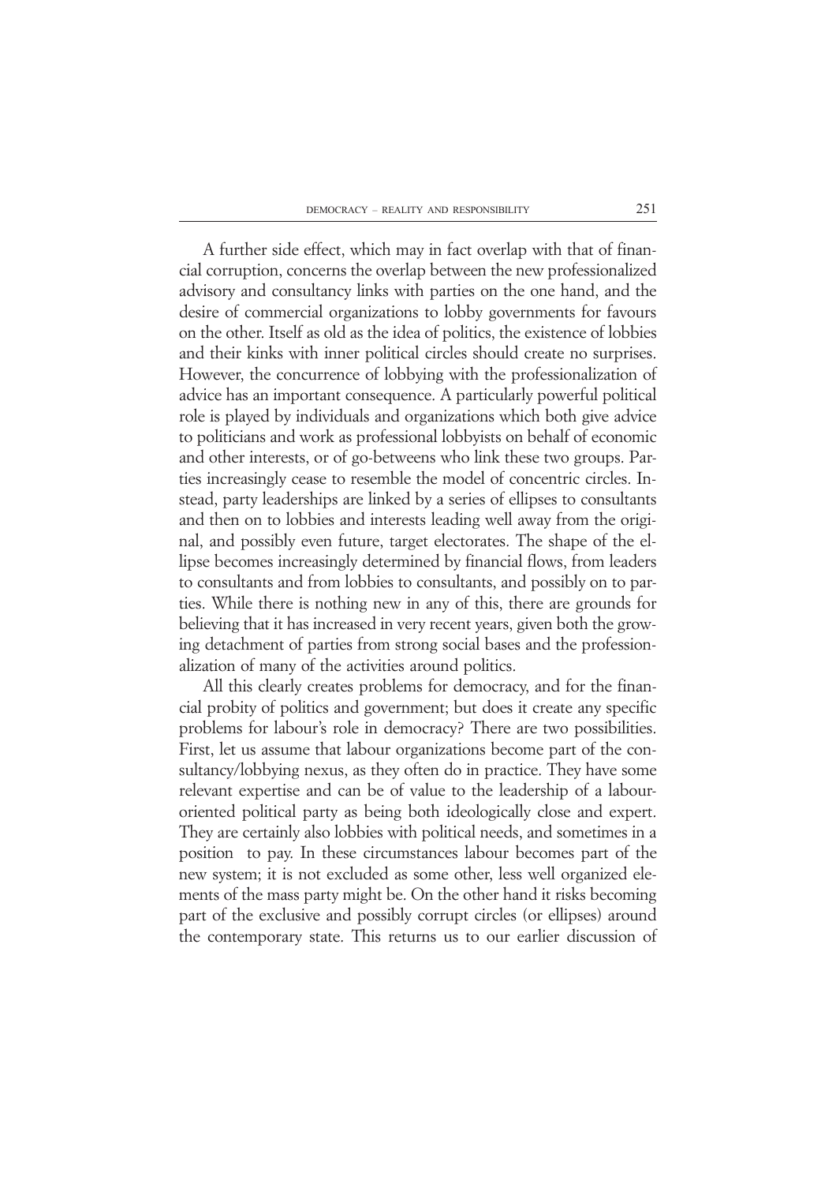A further side effect, which may in fact overlap with that of financial corruption, concerns the overlap between the new professionalized advisory and consultancy links with parties on the one hand, and the desire of commercial organizations to lobby governments for favours on the other. Itself as old as the idea of politics, the existence of lobbies and their kinks with inner political circles should create no surprises. However, the concurrence of lobbying with the professionalization of advice has an important consequence. A particularly powerful political role is played by individuals and organizations which both give advice to politicians and work as professional lobbyists on behalf of economic and other interests, or of go-betweens who link these two groups. Parties increasingly cease to resemble the model of concentric circles. Instead, party leaderships are linked by a series of ellipses to consultants and then on to lobbies and interests leading well away from the original, and possibly even future, target electorates. The shape of the ellipse becomes increasingly determined by financial flows, from leaders to consultants and from lobbies to consultants, and possibly on to parties. While there is nothing new in any of this, there are grounds for believing that it has increased in very recent years, given both the growing detachment of parties from strong social bases and the professionalization of many of the activities around politics.

All this clearly creates problems for democracy, and for the financial probity of politics and government; but does it create any specific problems for labour's role in democracy? There are two possibilities. First, let us assume that labour organizations become part of the consultancy/lobbying nexus, as they often do in practice. They have some relevant expertise and can be of value to the leadership of a labour-oriented political party as being both ideologically close and expert. They are certainly also lobbies with political needs, and sometimes in a position to pay. In these circumstances labour becomes part of the new system; it is not excluded as some other, less well organized elements of the mass party might be. On the other hand it risks becoming part of the exclusive and possibly corrupt circles (or ellipses) around the contemporary state. This returns us to our earlier discussion of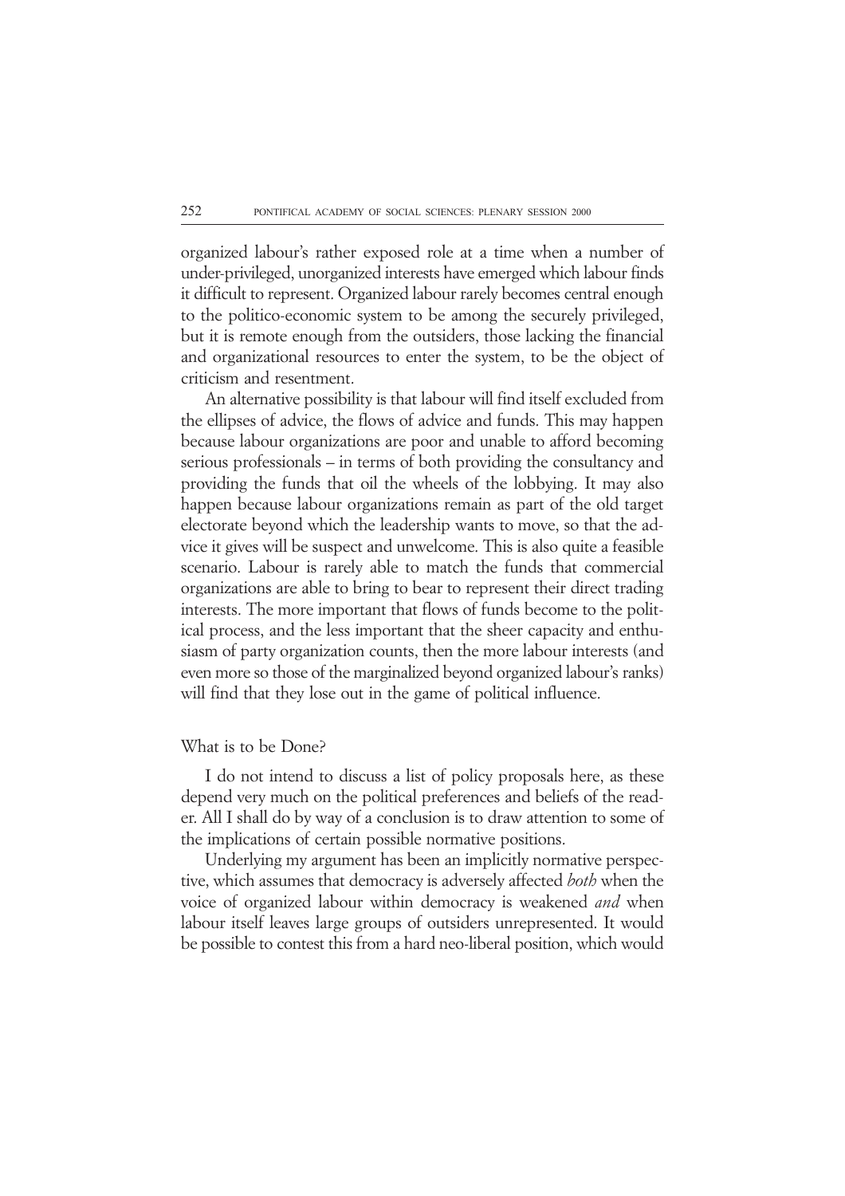organized labour's rather exposed role at a time when a number of under-privileged, unorganized interests have emerged which labour finds it difficult to represent. Organized labour rarely becomes central enough to the politico-economic system to be among the securely privileged, but it is remote enough from the outsiders, those lacking the financial and organizational resources to enter the system, to be the object of criticism and resentment.

An alternative possibility is that labour will find itself excluded from the ellipses of advice, the flows of advice and funds. This may happen because labour organizations are poor and unable to afford becoming serious professionals – in terms of both providing the consultancy and providing the funds that oil the wheels of the lobbying. It may also happen because labour organizations remain as part of the old target electorate beyond which the leadership wants to move, so that the advice it gives will be suspect and unwelcome. This is also quite a feasible scenario. Labour is rarely able to match the funds that commercial organizations are able to bring to bear to represent their direct trading interests. The more important that flows of funds become to the political process, and the less important that the sheer capacity and enthusiasm of party organization counts, then the more labour interests (and even more so those of the marginalized beyond organized labour's ranks) will find that they lose out in the game of political influence.

## What is to be Done?

I do not intend to discuss a list of policy proposals here, as these depend very much on the political preferences and beliefs of the reader. All I shall do by way of a conclusion is to draw attention to some of the implications of certain possible normative positions.

Underlying my argument has been an implicitly normative perspective, which assumes that democracy is adversely affected *both* when the voice of organized labour within democracy is weakened *and* when labour itself leaves large groups of outsiders unrepresented. It would be possible to contest this from a hard neo-liberal position, which would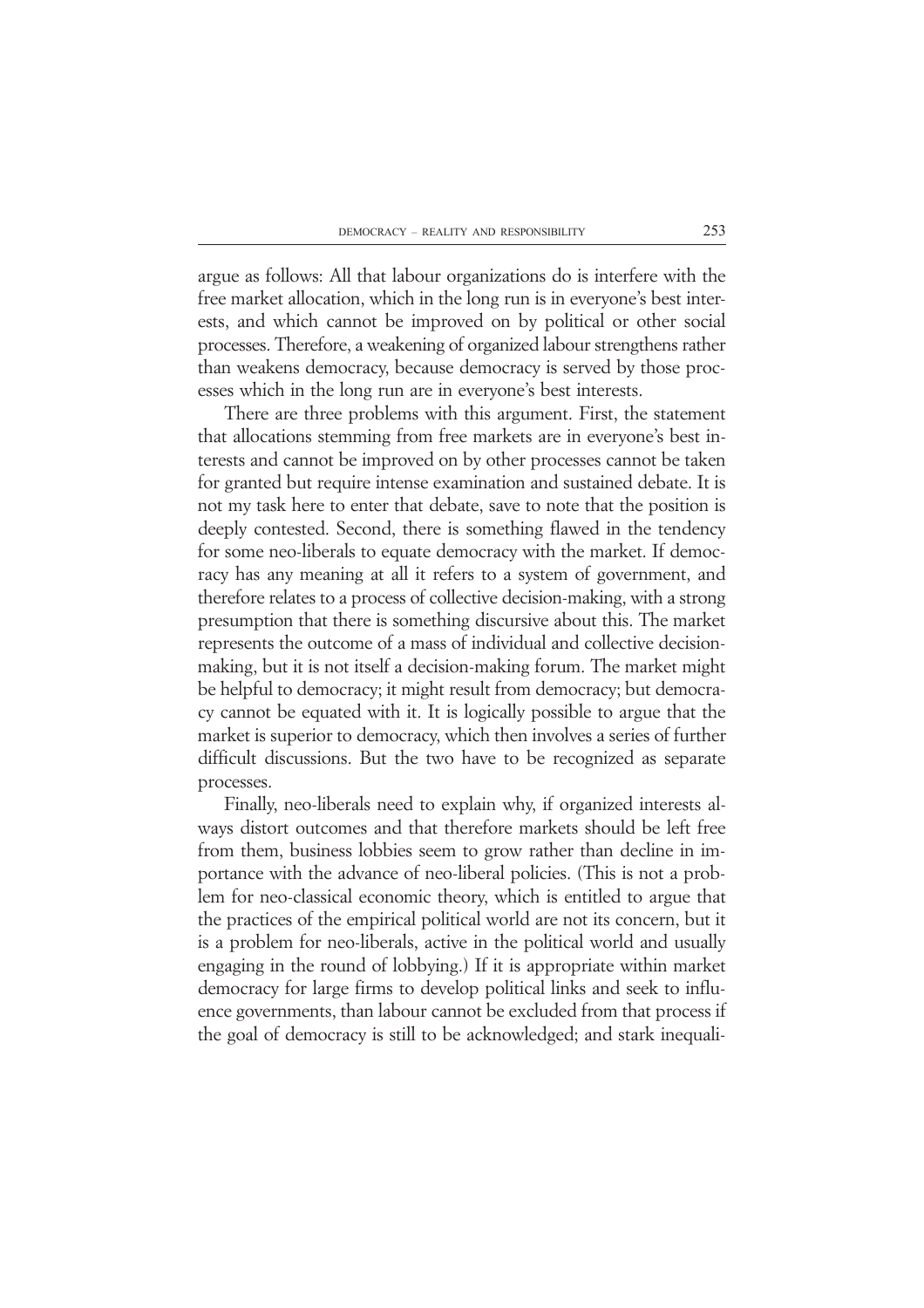argue as follows: All that labour organizations do is interfere with the free market allocation, which in the long run is in everyone's best interests, and which cannot be improved on by political or other social processes. Therefore, a weakening of organized labour strengthens rather than weakens democracy, because democracy is served by those processes which in the long run are in everyone's best interests.

There are three problems with this argument. First, the statement that allocations stemming from free markets are in everyone's best interests and cannot be improved on by other processes cannot be taken for granted but require intense examination and sustained debate. It is not my task here to enter that debate, save to note that the position is deeply contested. Second, there is something flawed in the tendency for some neo-liberals to equate democracy with the market. If democracy has any meaning at all it refers to a system of government, and therefore relates to a process of collective decision-making, with a strong presumption that there is something discursive about this. The market represents the outcome of a mass of individual and collective decision-making, but it is not itself a decision-making forum. The market might be helpful to democracy; it might result from democracy; but democracy cannot be equated with it. It is logically possible to argue that the market is superior to democracy, which then involves a series of further difficult discussions. But the two have to be recognized as separate processes.

Finally, neo-liberals need to explain why, if organized interests always distort outcomes and that therefore markets should be left free from them, business lobbies seem to grow rather than decline in importance with the advance of neo-liberal policies. (This is not a problem for neo-classical economic theory, which is entitled to argue that the practices of the empirical political world are not its concern, but it is a problem for neo-liberals, active in the political world and usually engaging in the round of lobbying.) If it is appropriate within market democracy for large firms to develop political links and seek to influence governments, than labour cannot be excluded from that process if the goal of democracy is still to be acknowledged; and stark inequali-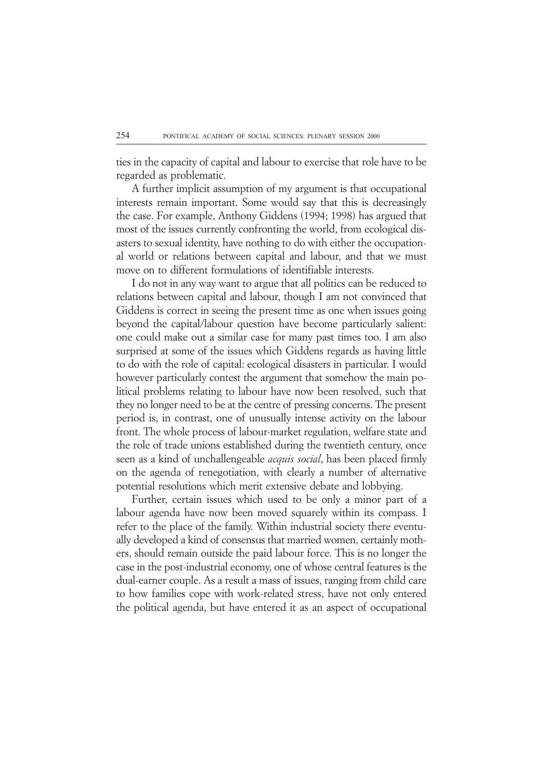ties in the capacity of capital and labour to exercise that role have to be regarded as problematic.

A further implicit assumption of my argument is that occupational interests remain important. Some would say that this is decreasingly the case. For example, Anthony Giddens (1994; 1998) has argued that most of the issues currently confronting the world, from ecological disasters to sexual identity, have nothing to do with either the occupational world or relations between capital and labour, and that we must move on to different formulations of identifiable interests.

I do not in any way want to argue that all politics can be reduced to relations between capital and labour, though I am not convinced that Giddens is correct in seeing the present time as one when issues going beyond the capital/labour question have become particularly salient: one could make out a similar case for many past times too. I am also surprised at some of the issues which Giddens regards as having little to do with the role of capital: ecological disasters in particular. I would however particularly contest the argument that somehow the main political problems relating to labour have now been resolved, such that they no longer need to be at the centre of pressing concerns. The present period is, in contrast, one of unusually intense activity on the labour front. The whole process of labour-market regulation, welfare state and the role of trade unions established during the twentieth century, once seen as a kind of unchallengeable *acquis social*, has been placed firmly on the agenda of renegotiation, with clearly a number of alternative potential resolutions which merit extensive debate and lobbying.

Further, certain issues which used to be only a minor part of a labour agenda have now been moved squarely within its compass. I refer to the place of the family. Within industrial society there eventually developed a kind of consensus that married women, certainly mothers, should remain outside the paid labour force. This is no longer the case in the post-industrial economy, one of whose central features is the dual-earner couple. As a result a mass of issues, ranging from child care to how families cope with work-related stress, have not only entered the political agenda, but have entered it as an aspect of occupational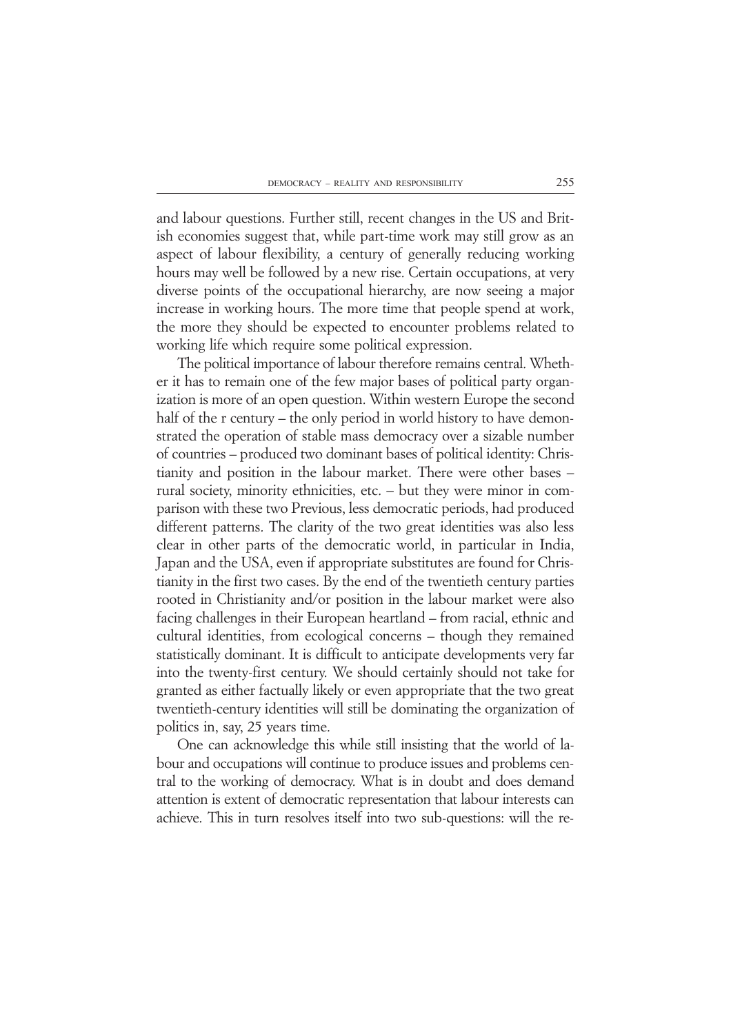and labour questions. Further still, recent changes in the US and British economies suggest that, while part-time work may still grow as an aspect of labour flexibility, a century of generally reducing working hours may well be followed by a new rise. Certain occupations, at very diverse points of the occupational hierarchy, are now seeing a major increase in working hours. The more time that people spend at work, the more they should be expected to encounter problems related to working life which require some political expression.

The political importance of labour therefore remains central. Whether it has to remain one of the few major bases of political party organization is more of an open question. Within western Europe the second half of the r century – the only period in world history to have demonstrated the operation of stable mass democracy over a sizable number of countries – produced two dominant bases of political identity: Christianity and position in the labour market. There were other bases – rural society, minority ethnicities, etc. – but they were minor in comparison with these two Previous, less democratic periods, had produced different patterns. The clarity of the two great identities was also less clear in other parts of the democratic world, in particular in India, Japan and the USA, even if appropriate substitutes are found for Christianity in the first two cases. By the end of the twentieth century parties rooted in Christianity and/or position in the labour market were also facing challenges in their European heartland – from racial, ethnic and cultural identities, from ecological concerns – though they remained statistically dominant. It is difficult to anticipate developments very far into the twenty-first century. We should certainly should not take for granted as either factually likely or even appropriate that the two great twentieth-century identities will still be dominating the organization of politics in, say, 25 years time.

One can acknowledge this while still insisting that the world of labour and occupations will continue to produce issues and problems central to the working of democracy. What is in doubt and does demand attention is extent of democratic representation that labour interests can achieve. This in turn resolves itself into two sub-questions: will the re-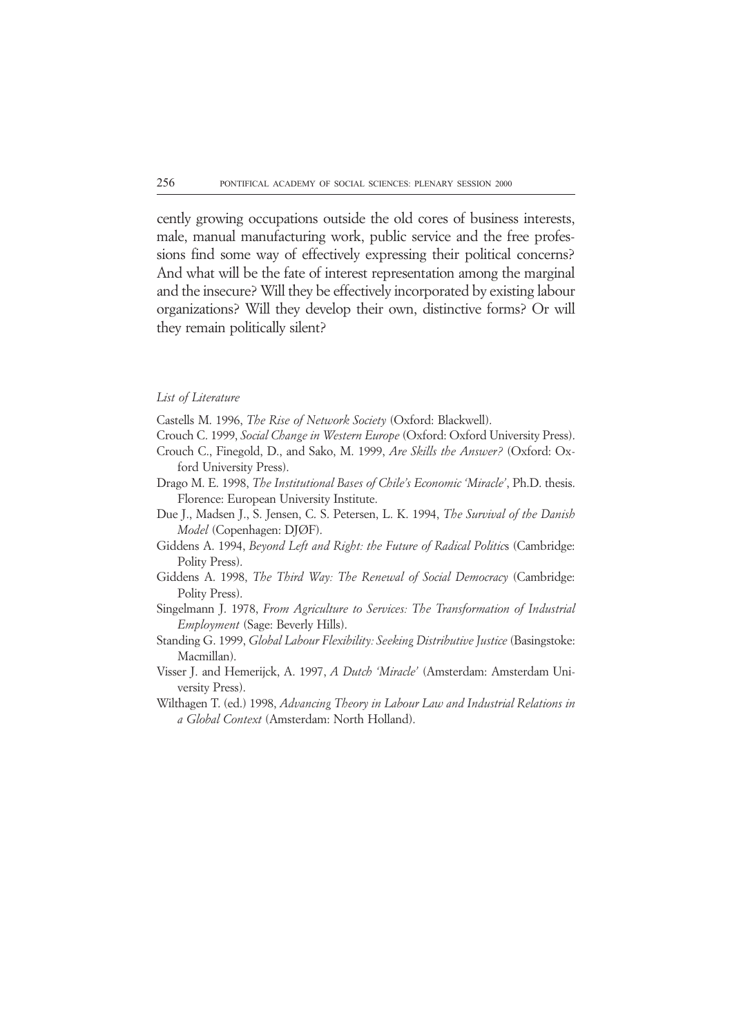cently growing occupations outside the old cores of business interests, male, manual manufacturing work, public service and the free professions find some way of effectively expressing their political concerns? And what will be the fate of interest representation among the marginal and the insecure? Will they be effectively incorporated by existing labour organizations? Will they develop their own, distinctive forms? Or will they remain politically silent?

*List of Literature*

Castells M. 1996, *The Rise of Network Society* (Oxford: Blackwell).

Crouch C. 1999, *Social Change in Western Europe* (Oxford: Oxford University Press).

Crouch C., Finegold, D., and Sako, M. 1999, *Are Skills the Answer?* (Oxford: Oxford University Press).

Drago M. E. 1998, *The Institutional Bases of Chile's Economic 'Miracle'*, Ph.D. thesis. Florence: European University Institute.

Due J., Madsen J., S. Jensen, C. S. Petersen, L. K. 1994, *The Survival of the Danish Model* (Copenhagen: DJØF).

Giddens A. 1994, *Beyond Left and Right: the Future of Radical Politics* (Cambridge: Polity Press).

Giddens A. 1998, *The Third Way: The Renewal of Social Democracy* (Cambridge: Polity Press).

Singelmann J. 1978, *From Agriculture to Services: The Transformation of Industrial Employment* (Sage: Beverly Hills).

Standing G. 1999, *Global Labour Flexibility: Seeking Distributive Justice* (Basingstoke: Macmillan).

Visser J. and Hemerijck, A. 1997, *A Dutch 'Miracle'* (Amsterdam: Amsterdam University Press).

Wilthagen T. (ed.) 1998, *Advancing Theory in Labour Law and Industrial Relations in a Global Context* (Amsterdam: North Holland).